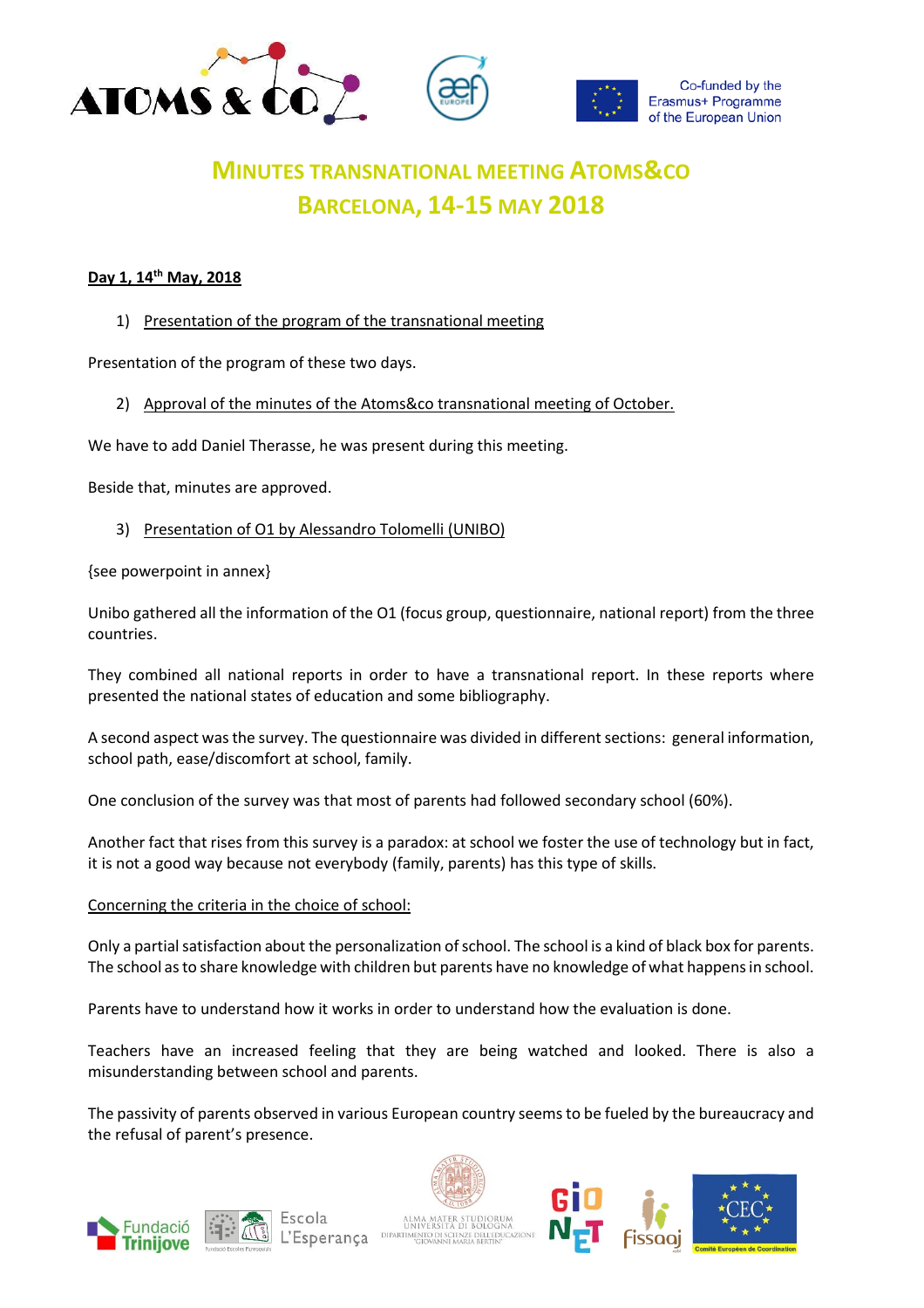# MINUTES TRANSNATIONAL MEETING ATOMS&CO
# BARCELONA, 14-15 MAY 2018

**Day 1, 14th May, 2018**

1) Presentation of the program of the transnational meeting

Presentation of the program of these two days.

2) Approval of the minutes of the Atoms&co transnational meeting of October.

We have to add Daniel Therasse, he was present during this meeting.

Beside that, minutes are approved.

3) Presentation of O1 by Alessandro Tolomelli (UNIBO)

{see powerpoint in annex}

Unibo gathered all the information of the O1 (focus group, questionnaire, national report) from the three countries.

They combined all national reports in order to have a transnational report. In these reports where presented the national states of education and some bibliography.

A second aspect was the survey. The questionnaire was divided in different sections: general information, school path, ease/discomfort at school, family.

One conclusion of the survey was that most of parents had followed secondary school (60%).

Another fact that rises from this survey is a paradox: at school we foster the use of technology but in fact, it is not a good way because not everybody (family, parents) has this type of skills.

Concerning the criteria in the choice of school:

Only a partial satisfaction about the personalization of school. The school is a kind of black box for parents. The school as to share knowledge with children but parents have no knowledge of what happens in school.

Parents have to understand how it works in order to understand how the evaluation is done.

Teachers have an increased feeling that they are being watched and looked. There is also a misunderstanding between school and parents.

The passivity of parents observed in various European country seems to be fueled by the bureaucracy and the refusal of parent's presence.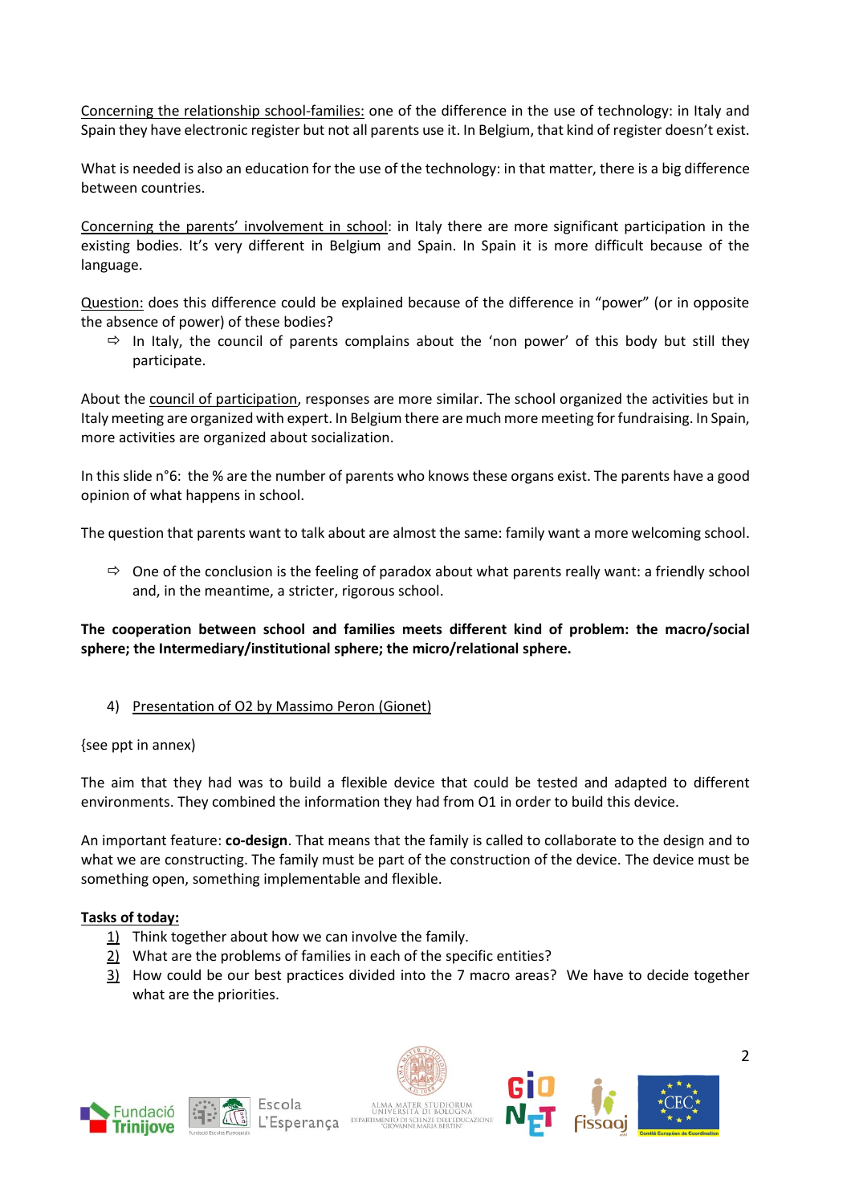Concerning the relationship school-families: one of the difference in the use of technology: in Italy and Spain they have electronic register but not all parents use it. In Belgium, that kind of register doesn't exist.

What is needed is also an education for the use of the technology: in that matter, there is a big difference between countries.

Concerning the parents' involvement in school: in Italy there are more significant participation in the existing bodies. It's very different in Belgium and Spain. In Spain it is more difficult because of the language.

Question: does this difference could be explained because of the difference in "power" (or in opposite the absence of power) of these bodies?

- ⇨ In Italy, the council of parents complains about the 'non power' of this body but still they participate.

About the council of participation, responses are more similar. The school organized the activities but in Italy meeting are organized with expert. In Belgium there are much more meeting for fundraising. In Spain, more activities are organized about socialization.

In this slide n°6: the % are the number of parents who knows these organs exist. The parents have a good opinion of what happens in school.

The question that parents want to talk about are almost the same: family want a more welcoming school.

- ⇨ One of the conclusion is the feeling of paradox about what parents really want: a friendly school and, in the meantime, a stricter, rigorous school.

**The cooperation between school and families meets different kind of problem: the macro/social sphere; the Intermediary/institutional sphere; the micro/relational sphere.**

4) Presentation of O2 by Massimo Peron (Gionet)

{see ppt in annex}

The aim that they had was to build a flexible device that could be tested and adapted to different environments. They combined the information they had from O1 in order to build this device.

An important feature: **co-design**. That means that the family is called to collaborate to the design and to what we are constructing. The family must be part of the construction of the device. The device must be something open, something implementable and flexible.

**Tasks of today:**

1) Think together about how we can involve the family.
2) What are the problems of families in each of the specific entities?
3) How could be our best practices divided into the 7 macro areas? We have to decide together what are the priorities.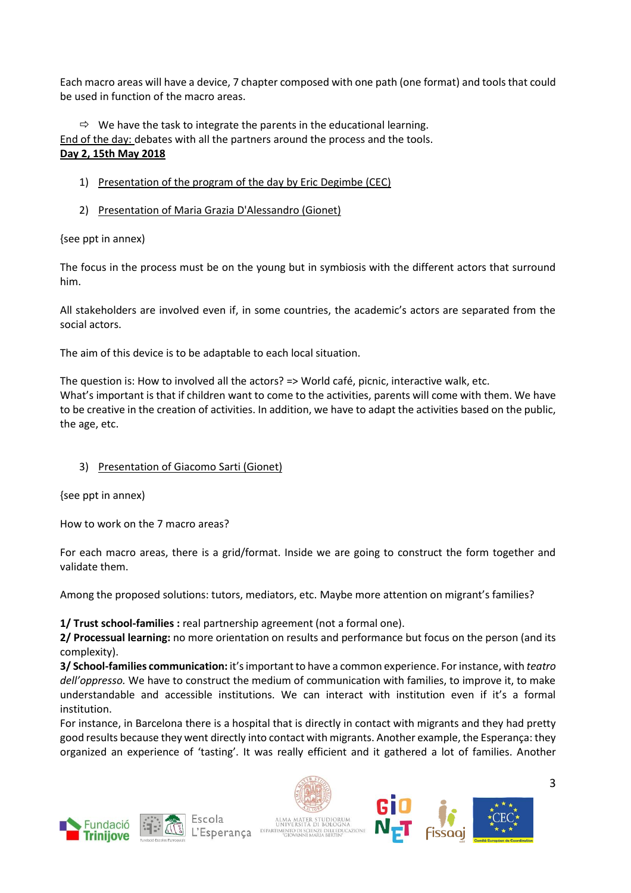Each macro areas will have a device, 7 chapter composed with one path (one format) and tools that could be used in function of the macro areas.

⇨ We have the task to integrate the parents in the educational learning.

End of the day: debates with all the partners around the process and the tools.

**Day 2, 15th May 2018**

1) Presentation of the program of the day by Eric Degimbe (CEC)

2) Presentation of Maria Grazia D'Alessandro (Gionet)

{see ppt in annex}

The focus in the process must be on the young but in symbiosis with the different actors that surround him.

All stakeholders are involved even if, in some countries, the academic's actors are separated from the social actors.

The aim of this device is to be adaptable to each local situation.

The question is: How to involved all the actors? => World café, picnic, interactive walk, etc.
What's important is that if children want to come to the activities, parents will come with them. We have to be creative in the creation of activities. In addition, we have to adapt the activities based on the public, the age, etc.

3) Presentation of Giacomo Sarti (Gionet)

{see ppt in annex}

How to work on the 7 macro areas?

For each macro areas, there is a grid/format. Inside we are going to construct the form together and validate them.

Among the proposed solutions: tutors, mediators, etc. Maybe more attention on migrant's families?

**1/ Trust school-families :** real partnership agreement (not a formal one).
**2/ Processual learning:** no more orientation on results and performance but focus on the person (and its complexity).
**3/ School-families communication:** it's important to have a common experience. For instance, with *teatro dell'oppresso.* We have to construct the medium of communication with families, to improve it, to make understandable and accessible institutions. We can interact with institution even if it's a formal institution.
For instance, in Barcelona there is a hospital that is directly in contact with migrants and they had pretty good results because they went directly into contact with migrants. Another example, the Esperança: they organized an experience of 'tasting'. It was really efficient and it gathered a lot of families. Another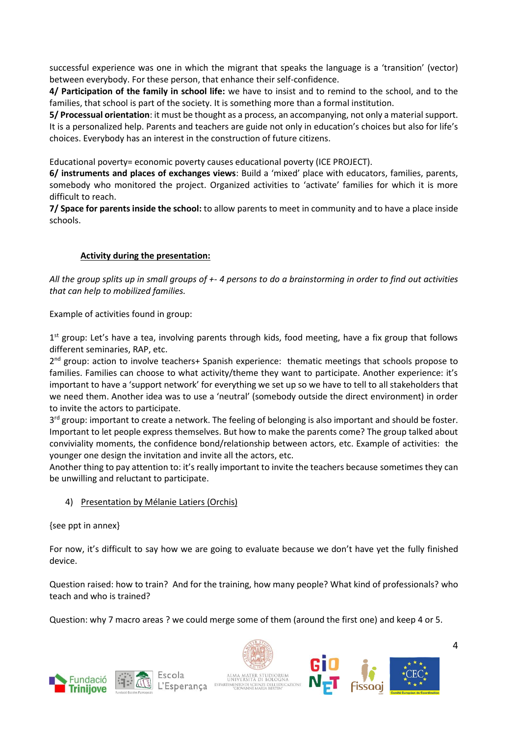successful experience was one in which the migrant that speaks the language is a 'transition' (vector) between everybody. For these person, that enhance their self-confidence.

**4/ Participation of the family in school life:** we have to insist and to remind to the school, and to the families, that school is part of the society. It is something more than a formal institution.

**5/ Processual orientation**: it must be thought as a process, an accompanying, not only a material support. It is a personalized help. Parents and teachers are guide not only in education's choices but also for life's choices. Everybody has an interest in the construction of future citizens.

Educational poverty= economic poverty causes educational poverty (ICE PROJECT).

**6/ instruments and places of exchanges views**: Build a 'mixed' place with educators, families, parents, somebody who monitored the project. Organized activities to 'activate' families for which it is more difficult to reach.

**7/ Space for parents inside the school:** to allow parents to meet in community and to have a place inside schools.

**Activity during the presentation:**

*All the group splits up in small groups of +- 4 persons to do a brainstorming in order to find out activities that can help to mobilized families.*

Example of activities found in group:

1st group: Let's have a tea, involving parents through kids, food meeting, have a fix group that follows different seminaries, RAP, etc.

2nd group: action to involve teachers+ Spanish experience: thematic meetings that schools propose to families. Families can choose to what activity/theme they want to participate. Another experience: it's important to have a 'support network' for everything we set up so we have to tell to all stakeholders that we need them. Another idea was to use a 'neutral' (somebody outside the direct environment) in order to invite the actors to participate.

3rd group: important to create a network. The feeling of belonging is also important and should be foster. Important to let people express themselves. But how to make the parents come? The group talked about conviviality moments, the confidence bond/relationship between actors, etc. Example of activities: the younger one design the invitation and invite all the actors, etc.

Another thing to pay attention to: it's really important to invite the teachers because sometimes they can be unwilling and reluctant to participate.

4) Presentation by Mélanie Latiers (Orchis)

{see ppt in annex}

For now, it's difficult to say how we are going to evaluate because we don't have yet the fully finished device.

Question raised: how to train? And for the training, how many people? What kind of professionals? who teach and who is trained?

Question: why 7 macro areas ? we could merge some of them (around the first one) and keep 4 or 5.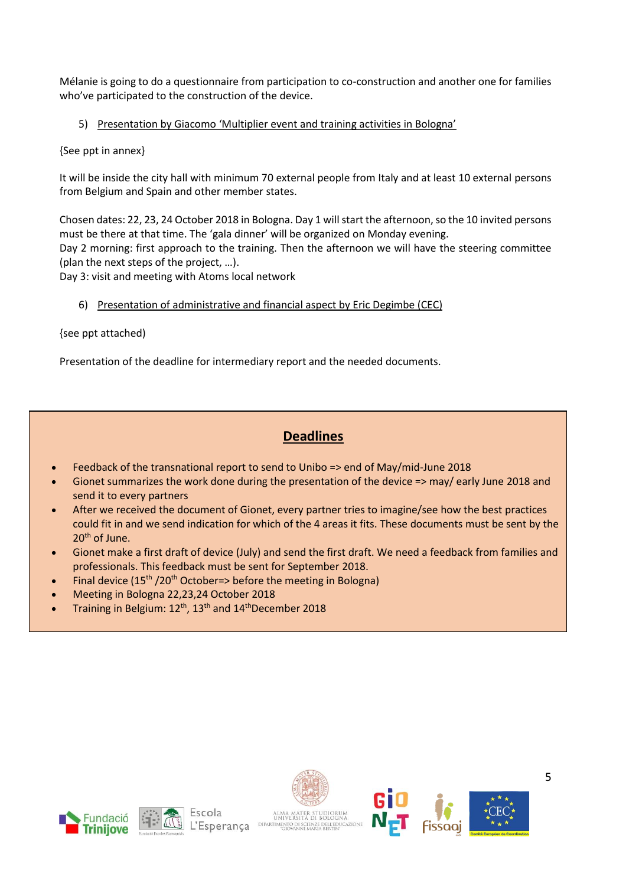Mélanie is going to do a questionnaire from participation to co-construction and another one for families who've participated to the construction of the device.

5) Presentation by Giacomo 'Multiplier event and training activities in Bologna'

{See ppt in annex}

It will be inside the city hall with minimum 70 external people from Italy and at least 10 external persons from Belgium and Spain and other member states.

Chosen dates: 22, 23, 24 October 2018 in Bologna. Day 1 will start the afternoon, so the 10 invited persons must be there at that time. The 'gala dinner' will be organized on Monday evening.
Day 2 morning: first approach to the training. Then the afternoon we will have the steering committee (plan the next steps of the project, …).
Day 3: visit and meeting with Atoms local network

6) Presentation of administrative and financial aspect by Eric Degimbe (CEC)

{see ppt attached)

Presentation of the deadline for intermediary report and the needed documents.

## Deadlines

- Feedback of the transnational report to send to Unibo => end of May/mid-June 2018
- Gionet summarizes the work done during the presentation of the device => may/ early June 2018 and send it to every partners
- After we received the document of Gionet, every partner tries to imagine/see how the best practices could fit in and we send indication for which of the 4 areas it fits. These documents must be sent by the 20th of June.
- Gionet make a first draft of device (July) and send the first draft. We need a feedback from families and professionals. This feedback must be sent for September 2018.
- Final device (15th /20th October=> before the meeting in Bologna)
- Meeting in Bologna 22,23,24 October 2018
- Training in Belgium: 12th, 13th and 14th December 2018